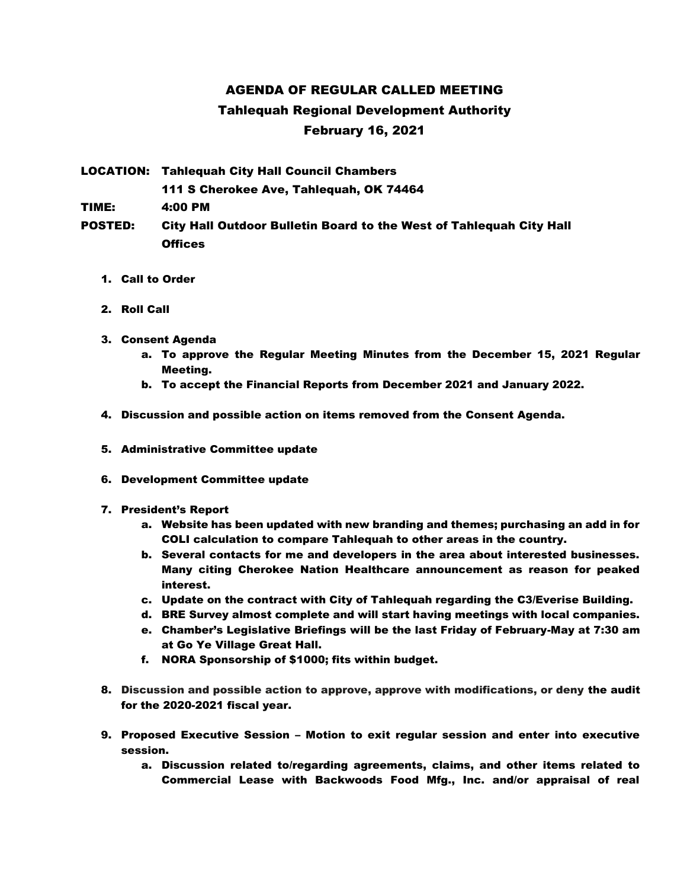# AGENDA OF REGULAR CALLED MEETING

## Tahlequah Regional Development Authority

## February 16, 2021

**LOCATION:** Tahlequah City Hall Council Chambers
111 S Cherokee Ave, Tahlequah, OK 74464

**TIME:** 4:00 PM

**POSTED:** City Hall Outdoor Bulletin Board to the West of Tahlequah City Hall Offices

1. **Call to Order**

2. **Roll Call**

3. **Consent Agenda**
   a. To approve the Regular Meeting Minutes from the December 15, 2021 Regular Meeting.
   b. To accept the Financial Reports from December 2021 and January 2022.

4. **Discussion and possible action on items removed from the Consent Agenda.**

5. **Administrative Committee update**

6. **Development Committee update**

7. **President's Report**
   a. Website has been updated with new branding and themes; purchasing an add in for COLI calculation to compare Tahlequah to other areas in the country.
   b. Several contacts for me and developers in the area about interested businesses. Many citing Cherokee Nation Healthcare announcement as reason for peaked interest.
   c. Update on the contract with City of Tahlequah regarding the C3/Everise Building.
   d. BRE Survey almost complete and will start having meetings with local companies.
   e. Chamber's Legislative Briefings will be the last Friday of February-May at 7:30 am at Go Ye Village Great Hall.
   f. NORA Sponsorship of $1000; fits within budget.

8. Discussion and possible action to approve, approve with modifications, or deny **the audit for the 2020-2021 fiscal year.**

9. **Proposed Executive Session – Motion to exit regular session and enter into executive session.**
   a. Discussion related to/regarding agreements, claims, and other items related to Commercial Lease with Backwoods Food Mfg., Inc. and/or appraisal of real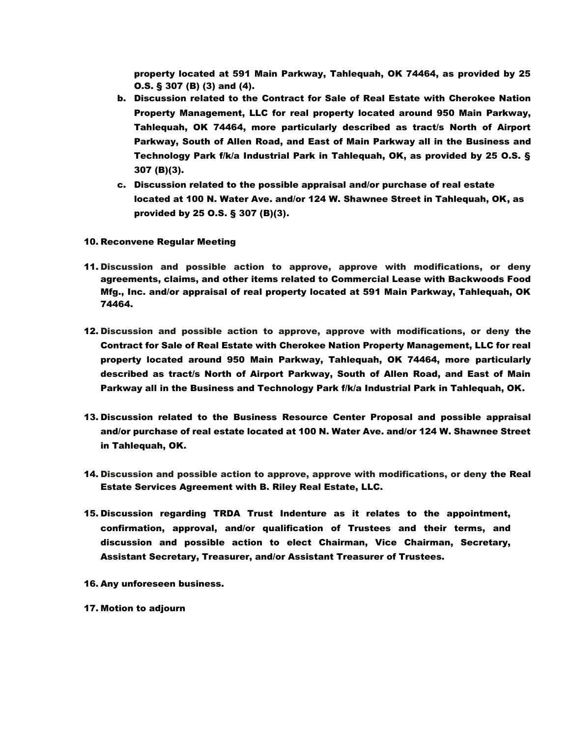property located at 591 Main Parkway, Tahlequah, OK 74464, as provided by 25 O.S. § 307 (B) (3) and (4).

b. Discussion related to the Contract for Sale of Real Estate with Cherokee Nation Property Management, LLC for real property located around 950 Main Parkway, Tahlequah, OK 74464, more particularly described as tract/s North of Airport Parkway, South of Allen Road, and East of Main Parkway all in the Business and Technology Park f/k/a Industrial Park in Tahlequah, OK, as provided by 25 O.S. § 307 (B)(3).

c. Discussion related to the possible appraisal and/or purchase of real estate located at 100 N. Water Ave. and/or 124 W. Shawnee Street in Tahlequah, OK, as provided by 25 O.S. § 307 (B)(3).

10. Reconvene Regular Meeting

11. Discussion and possible action to approve, approve with modifications, or deny agreements, claims, and other items related to Commercial Lease with Backwoods Food Mfg., Inc. and/or appraisal of real property located at 591 Main Parkway, Tahlequah, OK 74464.

12. Discussion and possible action to approve, approve with modifications, or deny the Contract for Sale of Real Estate with Cherokee Nation Property Management, LLC for real property located around 950 Main Parkway, Tahlequah, OK 74464, more particularly described as tract/s North of Airport Parkway, South of Allen Road, and East of Main Parkway all in the Business and Technology Park f/k/a Industrial Park in Tahlequah, OK.

13. Discussion related to the Business Resource Center Proposal and possible appraisal and/or purchase of real estate located at 100 N. Water Ave. and/or 124 W. Shawnee Street in Tahlequah, OK.

14. Discussion and possible action to approve, approve with modifications, or deny the Real Estate Services Agreement with B. Riley Real Estate, LLC.

15. Discussion regarding TRDA Trust Indenture as it relates to the appointment, confirmation, approval, and/or qualification of Trustees and their terms, and discussion and possible action to elect Chairman, Vice Chairman, Secretary, Assistant Secretary, Treasurer, and/or Assistant Treasurer of Trustees.

16. Any unforeseen business.

17. Motion to adjourn